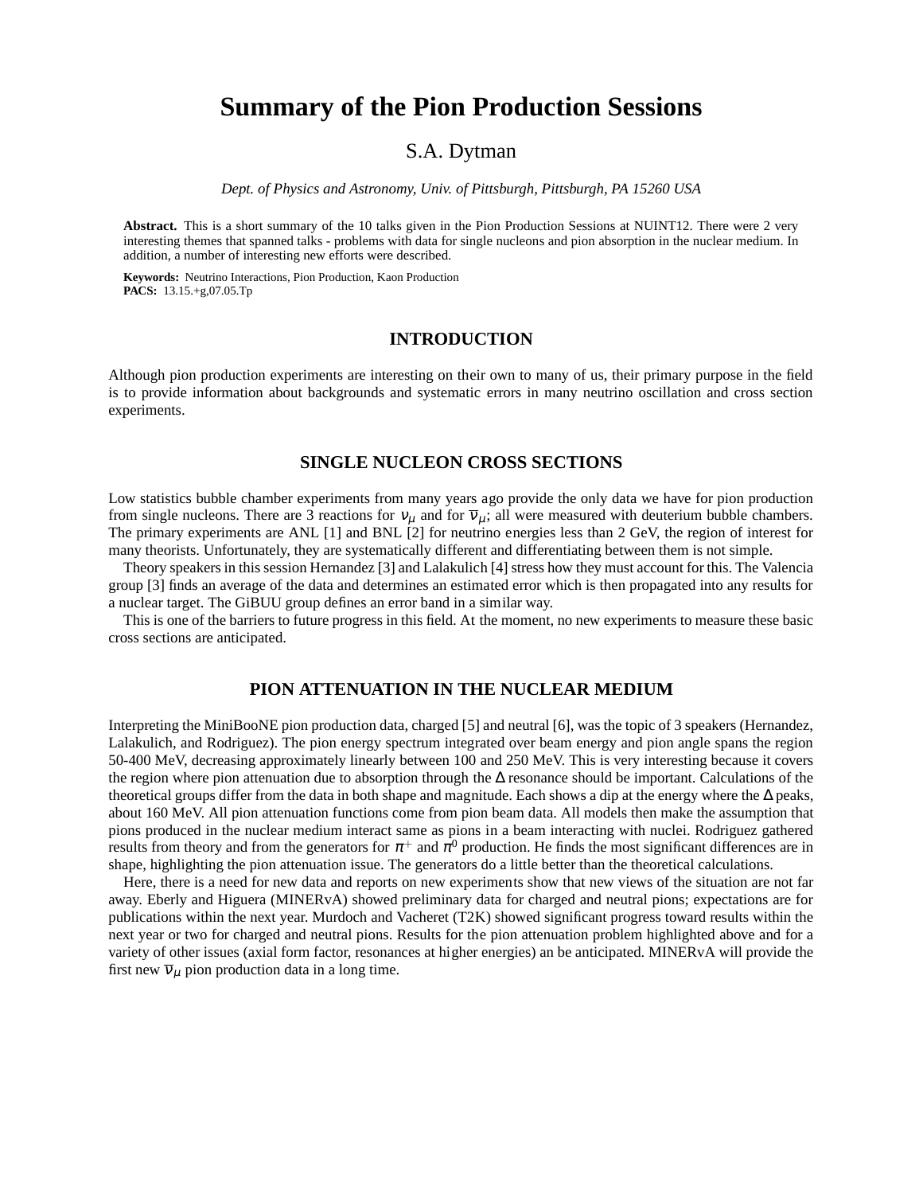# Summary of the Pion Production Sessions

S.A. Dytman

*Dept. of Physics and Astronomy, Univ. of Pittsburgh, Pittsburgh, PA 15260 USA*

**Abstract.** This is a short summary of the 10 talks given in the Pion Production Sessions at NUINT12. There were 2 very interesting themes that spanned talks - problems with data for single nucleons and pion absorption in the nuclear medium. In addition, a number of interesting new efforts were described.

**Keywords:** Neutrino Interactions, Pion Production, Kaon Production
**PACS:** 13.15.+g,07.05.Tp

## INTRODUCTION

Although pion production experiments are interesting on their own to many of us, their primary purpose in the field is to provide information about backgrounds and systematic errors in many neutrino oscillation and cross section experiments.

## SINGLE NUCLEON CROSS SECTIONS

Low statistics bubble chamber experiments from many years ago provide the only data we have for pion production from single nucleons. There are 3 reactions for $\nu_\mu$ and for $\overline{\nu}_\mu$; all were measured with deuterium bubble chambers. The primary experiments are ANL [1] and BNL [2] for neutrino energies less than 2 GeV, the region of interest for many theorists. Unfortunately, they are systematically different and differentiating between them is not simple.

Theory speakers in this session Hernandez [3] and Lalakulich [4] stress how they must account for this. The Valencia group [3] finds an average of the data and determines an estimated error which is then propagated into any results for a nuclear target. The GiBUU group defines an error band in a similar way.

This is one of the barriers to future progress in this field. At the moment, no new experiments to measure these basic cross sections are anticipated.

## PION ATTENUATION IN THE NUCLEAR MEDIUM

Interpreting the MiniBooNE pion production data, charged [5] and neutral [6], was the topic of 3 speakers (Hernandez, Lalakulich, and Rodriguez). The pion energy spectrum integrated over beam energy and pion angle spans the region 50-400 MeV, decreasing approximately linearly between 100 and 250 MeV. This is very interesting because it covers the region where pion attenuation due to absorption through the $\Delta$ resonance should be important. Calculations of the theoretical groups differ from the data in both shape and magnitude. Each shows a dip at the energy where the $\Delta$ peaks, about 160 MeV. All pion attenuation functions come from pion beam data. All models then make the assumption that pions produced in the nuclear medium interact same as pions in a beam interacting with nuclei. Rodriguez gathered results from theory and from the generators for $\pi^+$ and $\pi^0$ production. He finds the most significant differences are in shape, highlighting the pion attenuation issue. The generators do a little better than the theoretical calculations.

Here, there is a need for new data and reports on new experiments show that new views of the situation are not far away. Eberly and Higuera (MINERvA) showed preliminary data for charged and neutral pions; expectations are for publications within the next year. Murdoch and Vacheret (T2K) showed significant progress toward results within the next year or two for charged and neutral pions. Results for the pion attenuation problem highlighted above and for a variety of other issues (axial form factor, resonances at higher energies) an be anticipated. MINERvA will provide the first new $\overline{\nu}_\mu$ pion production data in a long time.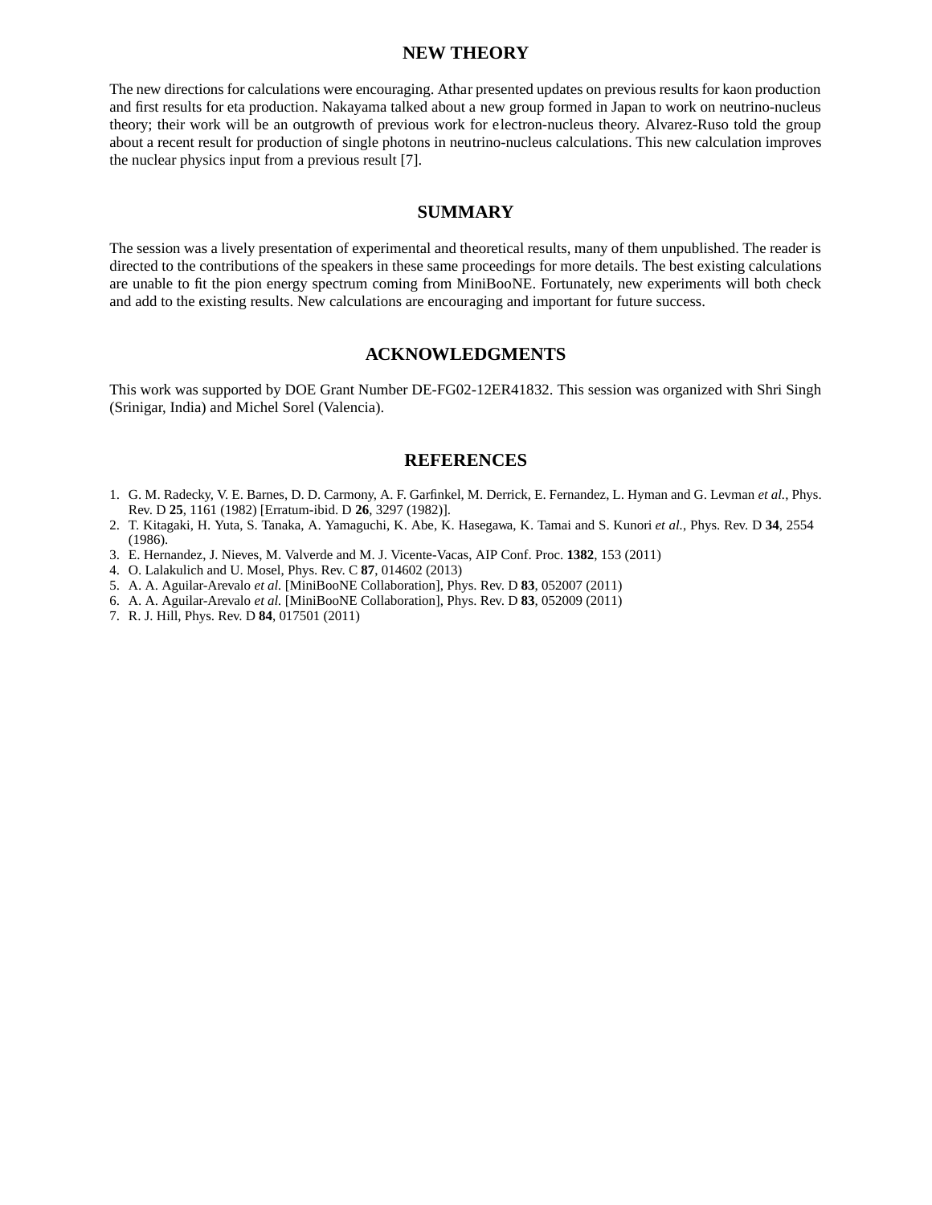## NEW THEORY

The new directions for calculations were encouraging. Athar presented updates on previous results for kaon production and first results for eta production. Nakayama talked about a new group formed in Japan to work on neutrino-nucleus theory; their work will be an outgrowth of previous work for electron-nucleus theory. Alvarez-Ruso told the group about a recent result for production of single photons in neutrino-nucleus calculations. This new calculation improves the nuclear physics input from a previous result [7].

## SUMMARY

The session was a lively presentation of experimental and theoretical results, many of them unpublished. The reader is directed to the contributions of the speakers in these same proceedings for more details. The best existing calculations are unable to fit the pion energy spectrum coming from MiniBooNE. Fortunately, new experiments will both check and add to the existing results. New calculations are encouraging and important for future success.

## ACKNOWLEDGMENTS

This work was supported by DOE Grant Number DE-FG02-12ER41832. This session was organized with Shri Singh (Srinigar, India) and Michel Sorel (Valencia).

## REFERENCES

1. G. M. Radecky, V. E. Barnes, D. D. Carmony, A. F. Garfinkel, M. Derrick, E. Fernandez, L. Hyman and G. Levman *et al.*, Phys. Rev. D **25**, 1161 (1982) [Erratum-ibid. D **26**, 3297 (1982)].
2. T. Kitagaki, H. Yuta, S. Tanaka, A. Yamaguchi, K. Abe, K. Hasegawa, K. Tamai and S. Kunori *et al.*, Phys. Rev. D **34**, 2554 (1986).
3. E. Hernandez, J. Nieves, M. Valverde and M. J. Vicente-Vacas, AIP Conf. Proc. **1382**, 153 (2011)
4. O. Lalakulich and U. Mosel, Phys. Rev. C **87**, 014602 (2013)
5. A. A. Aguilar-Arevalo *et al.* [MiniBooNE Collaboration], Phys. Rev. D **83**, 052007 (2011)
6. A. A. Aguilar-Arevalo *et al.* [MiniBooNE Collaboration], Phys. Rev. D **83**, 052009 (2011)
7. R. J. Hill, Phys. Rev. D **84**, 017501 (2011)